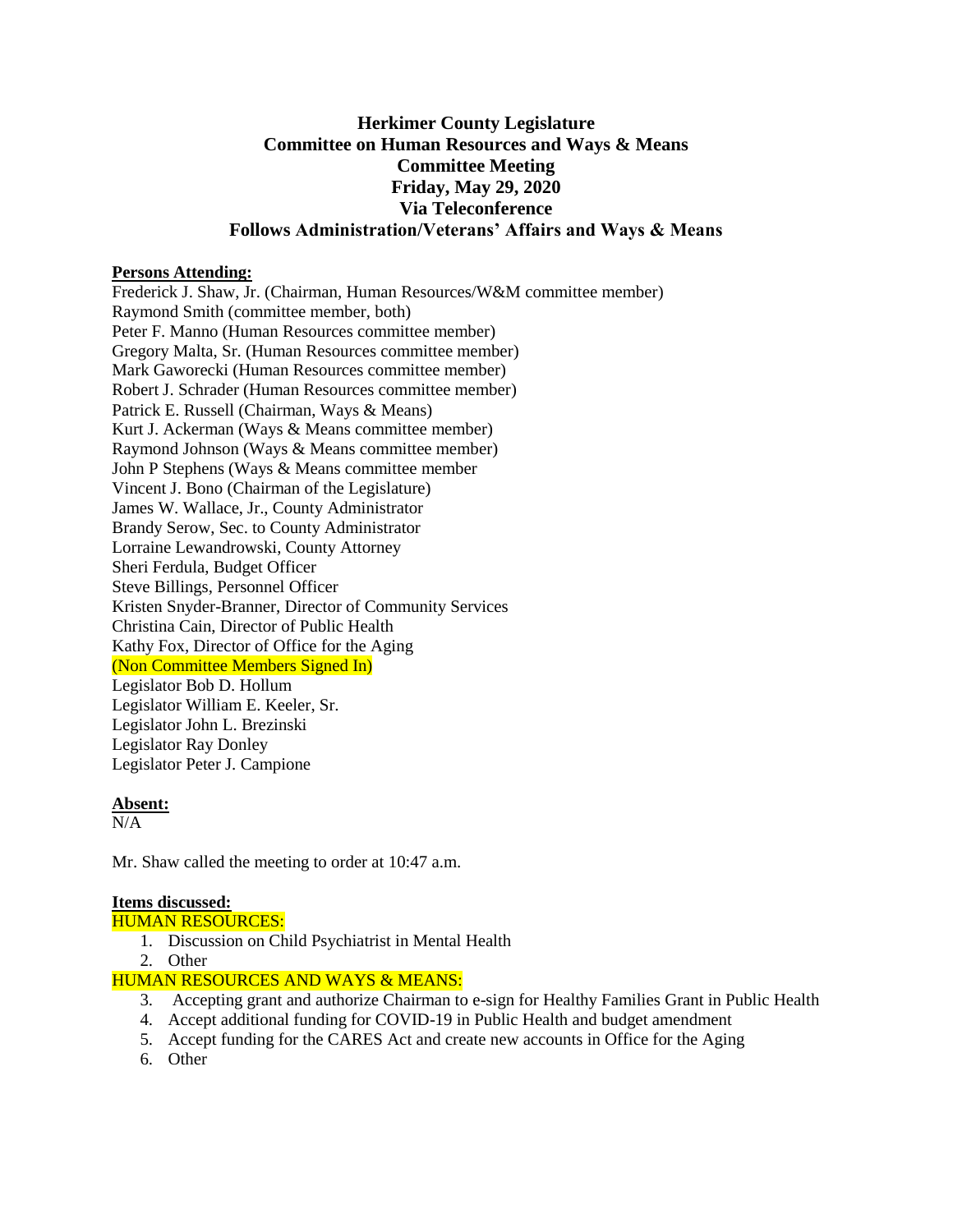# Herkimer County Legislature
## Committee on Human Resources and Ways & Means
## Committee Meeting
## Friday, May 29, 2020
## Via Teleconference
## Follows Administration/Veterans' Affairs and Ways & Means

**Persons Attending:**

Frederick J. Shaw, Jr. (Chairman, Human Resources/W&M committee member)
Raymond Smith (committee member, both)
Peter F. Manno (Human Resources committee member)
Gregory Malta, Sr. (Human Resources committee member)
Mark Gaworecki (Human Resources committee member)
Robert J. Schrader (Human Resources committee member)
Patrick E. Russell (Chairman, Ways & Means)
Kurt J. Ackerman (Ways & Means committee member)
Raymond Johnson (Ways & Means committee member)
John P Stephens (Ways & Means committee member
Vincent J. Bono (Chairman of the Legislature)
James W. Wallace, Jr., County Administrator
Brandy Serow, Sec. to County Administrator
Lorraine Lewandrowski, County Attorney
Sheri Ferdula, Budget Officer
Steve Billings, Personnel Officer
Kristen Snyder-Branner, Director of Community Services
Christina Cain, Director of Public Health
Kathy Fox, Director of Office for the Aging
(Non Committee Members Signed In)
Legislator Bob D. Hollum
Legislator William E. Keeler, Sr.
Legislator John L. Brezinski
Legislator Ray Donley
Legislator Peter J. Campione

**Absent:**

N/A

Mr. Shaw called the meeting to order at 10:47 a.m.

**Items discussed:**

HUMAN RESOURCES:

1. Discussion on Child Psychiatrist in Mental Health
2. Other

HUMAN RESOURCES AND WAYS & MEANS:

3. Accepting grant and authorize Chairman to e-sign for Healthy Families Grant in Public Health
4. Accept additional funding for COVID-19 in Public Health and budget amendment
5. Accept funding for the CARES Act and create new accounts in Office for the Aging
6. Other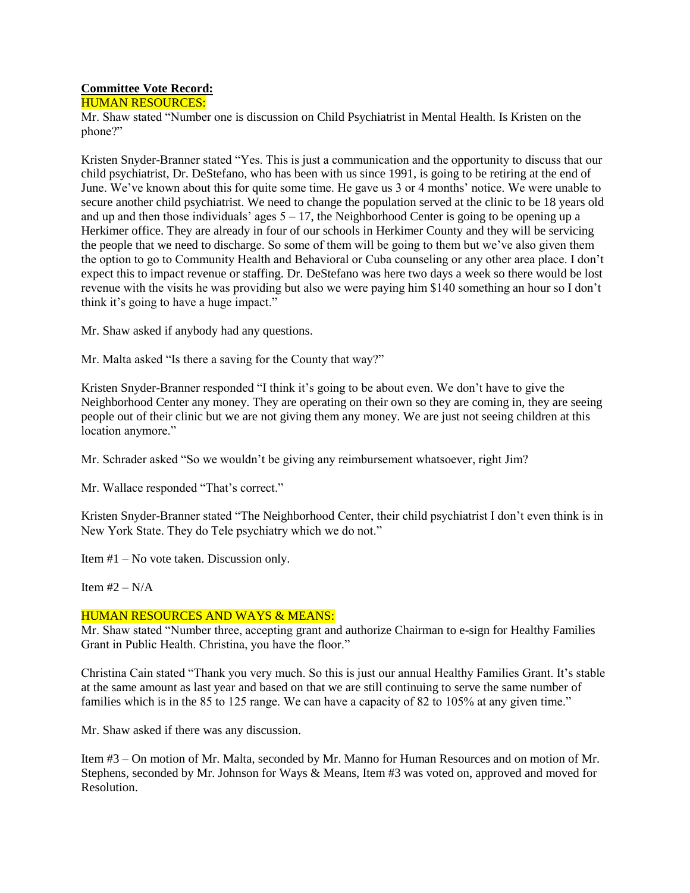**Committee Vote Record:**

HUMAN RESOURCES:

Mr. Shaw stated "Number one is discussion on Child Psychiatrist in Mental Health. Is Kristen on the phone?"

Kristen Snyder-Branner stated "Yes. This is just a communication and the opportunity to discuss that our child psychiatrist, Dr. DeStefano, who has been with us since 1991, is going to be retiring at the end of June. We've known about this for quite some time. He gave us 3 or 4 months' notice. We were unable to secure another child psychiatrist. We need to change the population served at the clinic to be 18 years old and up and then those individuals' ages 5 – 17, the Neighborhood Center is going to be opening up a Herkimer office. They are already in four of our schools in Herkimer County and they will be servicing the people that we need to discharge. So some of them will be going to them but we've also given them the option to go to Community Health and Behavioral or Cuba counseling or any other area place. I don't expect this to impact revenue or staffing. Dr. DeStefano was here two days a week so there would be lost revenue with the visits he was providing but also we were paying him $140 something an hour so I don't think it's going to have a huge impact."

Mr. Shaw asked if anybody had any questions.

Mr. Malta asked "Is there a saving for the County that way?"

Kristen Snyder-Branner responded "I think it's going to be about even. We don't have to give the Neighborhood Center any money. They are operating on their own so they are coming in, they are seeing people out of their clinic but we are not giving them any money. We are just not seeing children at this location anymore."

Mr. Schrader asked "So we wouldn't be giving any reimbursement whatsoever, right Jim?

Mr. Wallace responded "That's correct."

Kristen Snyder-Branner stated "The Neighborhood Center, their child psychiatrist I don't even think is in New York State. They do Tele psychiatry which we do not."

Item #1 – No vote taken. Discussion only.

Item #2 – N/A

HUMAN RESOURCES AND WAYS & MEANS:

Mr. Shaw stated "Number three, accepting grant and authorize Chairman to e-sign for Healthy Families Grant in Public Health. Christina, you have the floor."

Christina Cain stated "Thank you very much. So this is just our annual Healthy Families Grant. It's stable at the same amount as last year and based on that we are still continuing to serve the same number of families which is in the 85 to 125 range. We can have a capacity of 82 to 105% at any given time."

Mr. Shaw asked if there was any discussion.

Item #3 – On motion of Mr. Malta, seconded by Mr. Manno for Human Resources and on motion of Mr. Stephens, seconded by Mr. Johnson for Ways & Means, Item #3 was voted on, approved and moved for Resolution.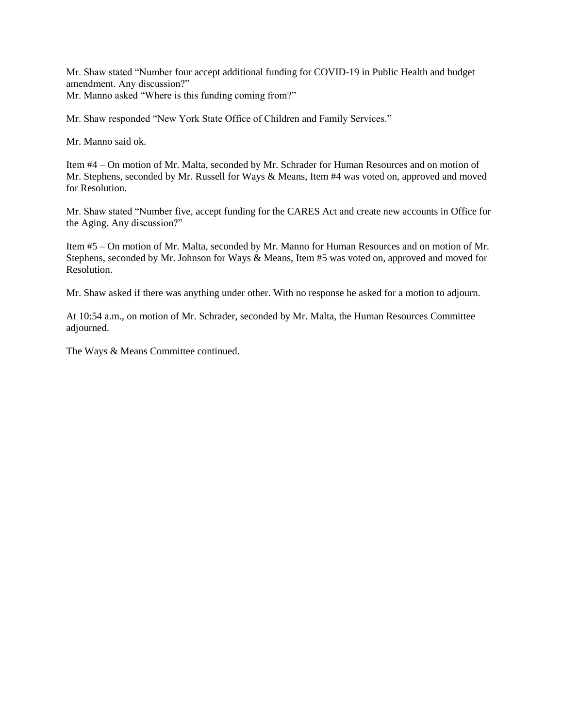Mr. Shaw stated "Number four accept additional funding for COVID-19 in Public Health and budget amendment. Any discussion?"
Mr. Manno asked "Where is this funding coming from?"

Mr. Shaw responded "New York State Office of Children and Family Services."

Mr. Manno said ok.

Item #4 – On motion of Mr. Malta, seconded by Mr. Schrader for Human Resources and on motion of Mr. Stephens, seconded by Mr. Russell for Ways & Means, Item #4 was voted on, approved and moved for Resolution.

Mr. Shaw stated "Number five, accept funding for the CARES Act and create new accounts in Office for the Aging. Any discussion?"

Item #5 – On motion of Mr. Malta, seconded by Mr. Manno for Human Resources and on motion of Mr. Stephens, seconded by Mr. Johnson for Ways & Means, Item #5 was voted on, approved and moved for Resolution.

Mr. Shaw asked if there was anything under other. With no response he asked for a motion to adjourn.

At 10:54 a.m., on motion of Mr. Schrader, seconded by Mr. Malta, the Human Resources Committee adjourned.

The Ways & Means Committee continued.